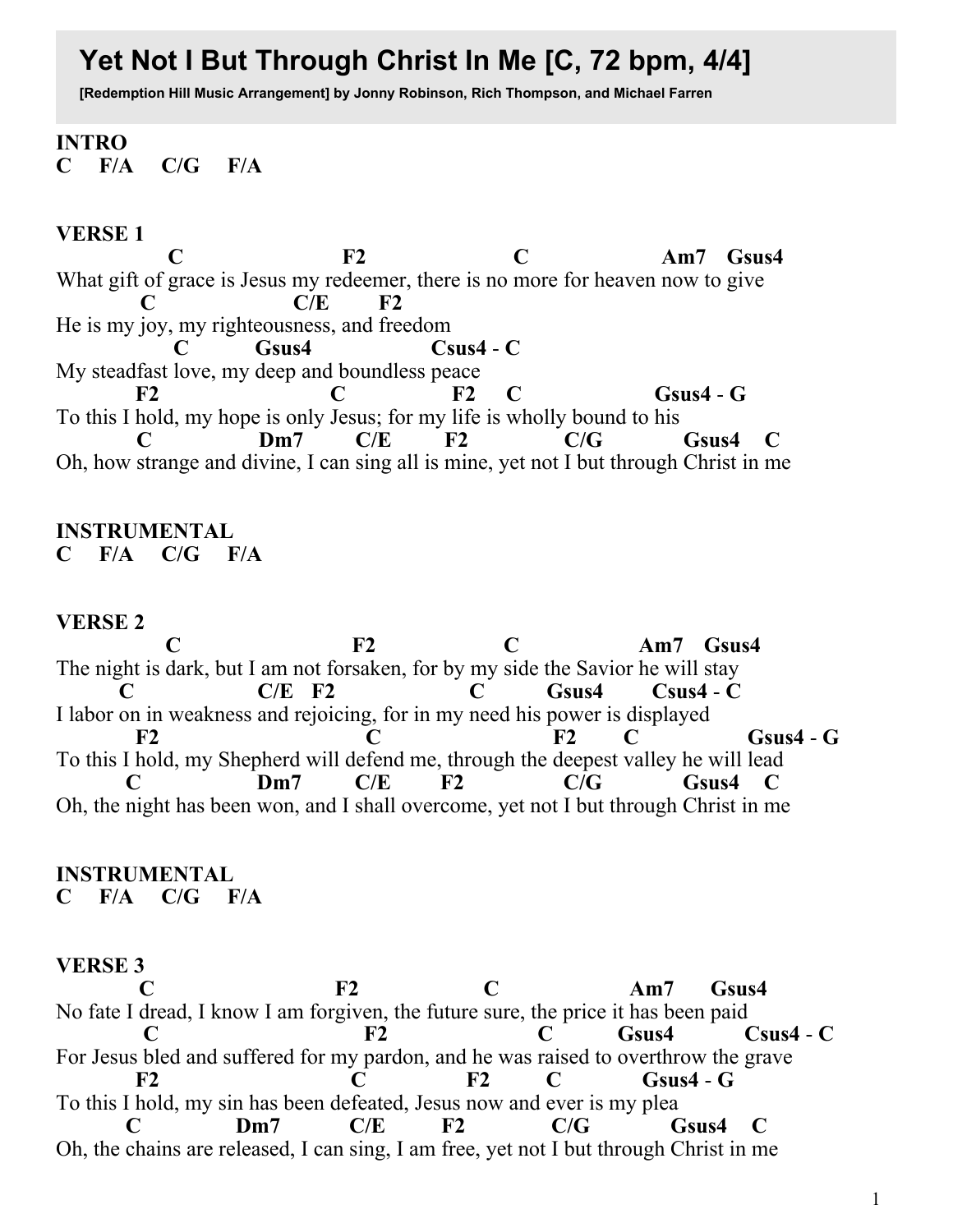# Yet Not I But Through Christ In Me [C, 72 bpm, 4/4]

**[Redemption Hill Music Arrangement] by Jonny Robinson, Rich Thompson, and Michael Farren**

**INTRO**
**C F/A C/G F/A**

**VERSE 1**

```
              C                          F2                     C                     Am7   Gsus4
What gift of grace is Jesus my redeemer, there is no more for heaven now to give
          C                 C/E       F2
He is my joy, my righteousness, and freedom
              C           Gsus4                 Csus4 - C
My steadfast love, my deep and boundless peace
         F2                         C               F2     C                    Gsus4 - G
To this I hold, my hope is only Jesus; for my life is wholly bound to his
         C                Dm7        C/E        F2            C/G           Gsus4    C
Oh, how strange and divine, I can sing all is mine, yet not I but through Christ in me
```

**INSTRUMENTAL**
**C F/A C/G F/A**

**VERSE 2**

```
              C                           F2                    C                   Am7   Gsus4
The night is dark, but I am not forsaken, for by my side the Savior he will stay
       C                   C/E   F2                  C          Gsus4        Csus4 - C
I labor on in weakness and rejoicing, for in my need his power is displayed
         F2                            C                        F2       C                Gsus4 - G
To this I hold, my Shepherd will defend me, through the deepest valley he will lead
         C                 Dm7         C/E        F2            C/G           Gsus4    C
Oh, the night has been won, and I shall overcome, yet not I but through Christ in me
```

**INSTRUMENTAL**
**C F/A C/G F/A**

**VERSE 3**

```
           C                          F2                  C                   Am7      Gsus4
No fate I dread, I know I am forgiven, the future sure, the price it has been paid
           C                          F2                    C          Gsus4           Csus4 - C
For Jesus bled and suffered for my pardon, and he was raised to overthrow the grave
         F2                        C                F2         C            Gsus4 - G
To this I hold, my sin has been defeated, Jesus now and ever is my plea
         C            Dm7           C/E         F2            C/G            Gsus4    C
Oh, the chains are released, I can sing, I am free, yet not I but through Christ in me
```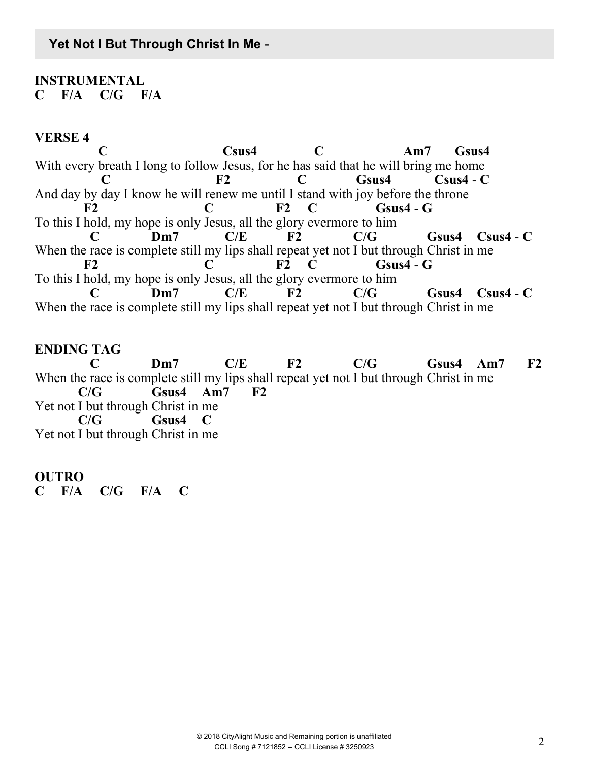**Yet Not I But Through Christ In Me** -

**INSTRUMENTAL**
**C F/A C/G F/A**

**VERSE 4**

```
           C                         Csus4            C                Am7     Gsus4
With every breath I long to follow Jesus, for he has said that he will bring me home
           C                      F2            C          Gsus4        Csus4 - C
And day by day I know he will renew me until I stand with joy before the throne
       F2                  C             F2   C          Gsus4 - G
To this I hold, my hope is only Jesus, all the glory evermore to him
         C          Dm7          C/E          F2          C/G          Gsus4    Csus4 - C
When the race is complete still my lips shall repeat yet not I but through Christ in me
       F2                  C             F2   C          Gsus4 - G
To this I hold, my hope is only Jesus, all the glory evermore to him
         C          Dm7          C/E          F2          C/G          Gsus4    Csus4 - C
When the race is complete still my lips shall repeat yet not I but through Christ in me
```

**ENDING TAG**

```
         C          Dm7          C/E          F2          C/G          Gsus4    Am7     F2
When the race is complete still my lips shall repeat yet not I but through Christ in me
      C/G        Gsus4   Am7    F2
Yet not I but through Christ in me
      C/G        Gsus4   C
Yet not I but through Christ in me
```

**OUTRO**
**C F/A C/G F/A C**

© 2018 CityAlight Music and Remaining portion is unaffiliated
CCLI Song # 7121852 -- CCLI License # 3250923